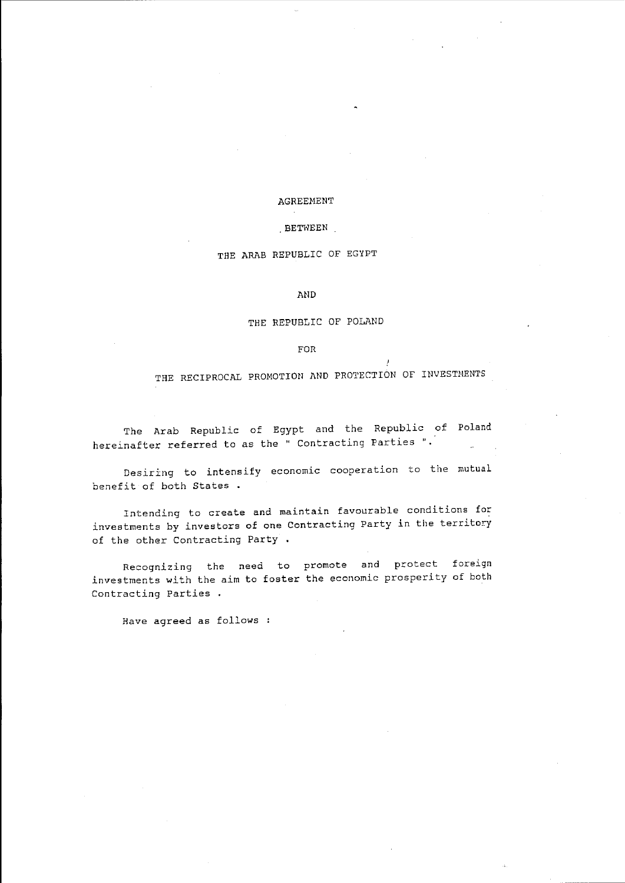# AGREEMENT

# BETWEEN

# THE ARAB REPUBLIC OF EGYPT

# AND

# THE REPUBLIC OF POLAND

# FOR

# THE RECIPROCAL PROMOTION AND PROTECTION OF INVESTMENTS

The Arab Republic of Egypt and the Republic of Poland hereinafter referred to as the " Contracting Parties ".

Desiring to intensify economic cooperation to the mutual benefit of both States .

Intending to create and maintain favourable conditions for investments by investors of one Contracting Party in the territory of the other Contracting Party .

Recognizing the need to promote and protect foreign investments with the aim to foster the economic prosperity of both Contracting Parties .

Have agreed as follows :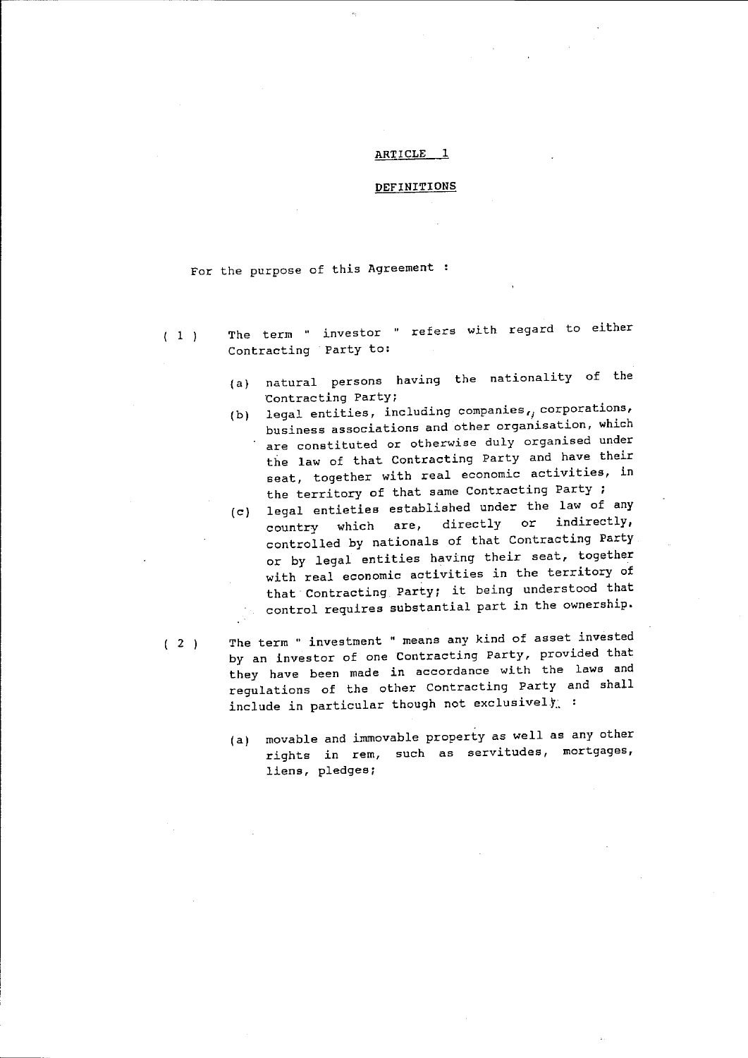## ARTICLE 1

## DEFINITIONS

For the purpose of this Agreement :

( 1 ) The term " investor " refers with regard to either Contracting Party to:

(a) natural persons having the nationality of the Contracting Party;

(b) legal entities, including companies, corporations, business associations and other organisation, which are constituted or otherwise duly organised under the law of that Contracting Party and have their seat, together with real economic activities, in the territory of that same Contracting Party ;

(c) legal entieties established under the law of any country which are, directly or indirectly, controlled by nationals of that Contracting Party or by legal entities having their seat, together with real economic activities in the territory of that Contracting Party; it being understood that control requires substantial part in the ownership.

( 2 ) The term " investment " means any kind of asset invested by an investor of one Contracting Party, provided that they have been made in accordance with the laws and regulations of the other Contracting Party and shall include in particular though not exclusively :

(a) movable and immovable property as well as any other rights in rem, such as servitudes, mortgages, liens, pledges;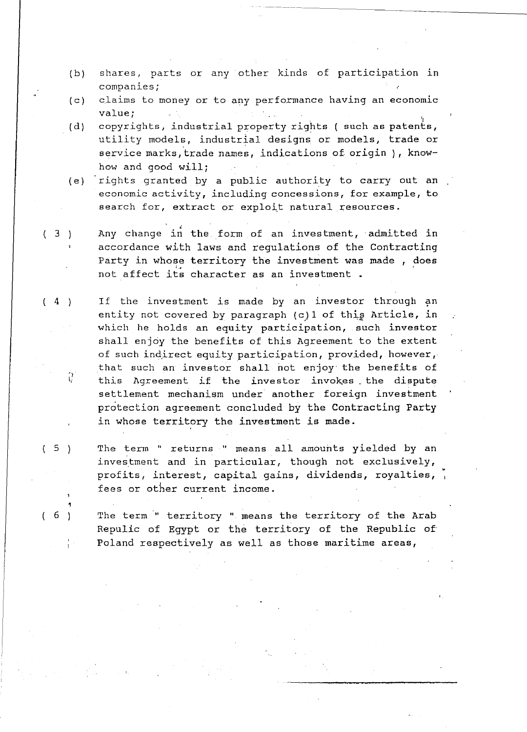(b) shares, parts or any other kinds of participation in companies;

(c) claims to money or to any performance having an economic value;

(d) copyrights, industrial property rights ( such as patents, utility models, industrial designs or models, trade or service marks, trade names, indications of origin ), know-how and good will;

(e) rights granted by a public authority to carry out an economic activity, including concessions, for example, to search for, extract or exploit natural resources.

( 3 ) Any change in the form of an investment, admitted in accordance with laws and regulations of the Contracting Party in whose territory the investment was made , does not affect its character as an investment .

( 4 ) If the investment is made by an investor through an entity not covered by paragraph (c) 1 of this Article, in which he holds an equity participation, such investor shall enjoy the benefits of this Agreement to the extent of such indirect equity participation, provided, however, that such an investor shall not enjoy the benefits of this Agreement if the investor invokes the dispute settlement mechanism under another foreign investment protection agreement concluded by the Contracting Party in whose territory the investment is made.

( 5 ) The term " returns " means all amounts yielded by an investment and in particular, though not exclusively, profits, interest, capital gains, dividends, royalties, fees or other current income.

( 6 ) The term " territory " means the territory of the Arab Repulic of Egypt or the territory of the Republic of Poland respectively as well as those maritime areas,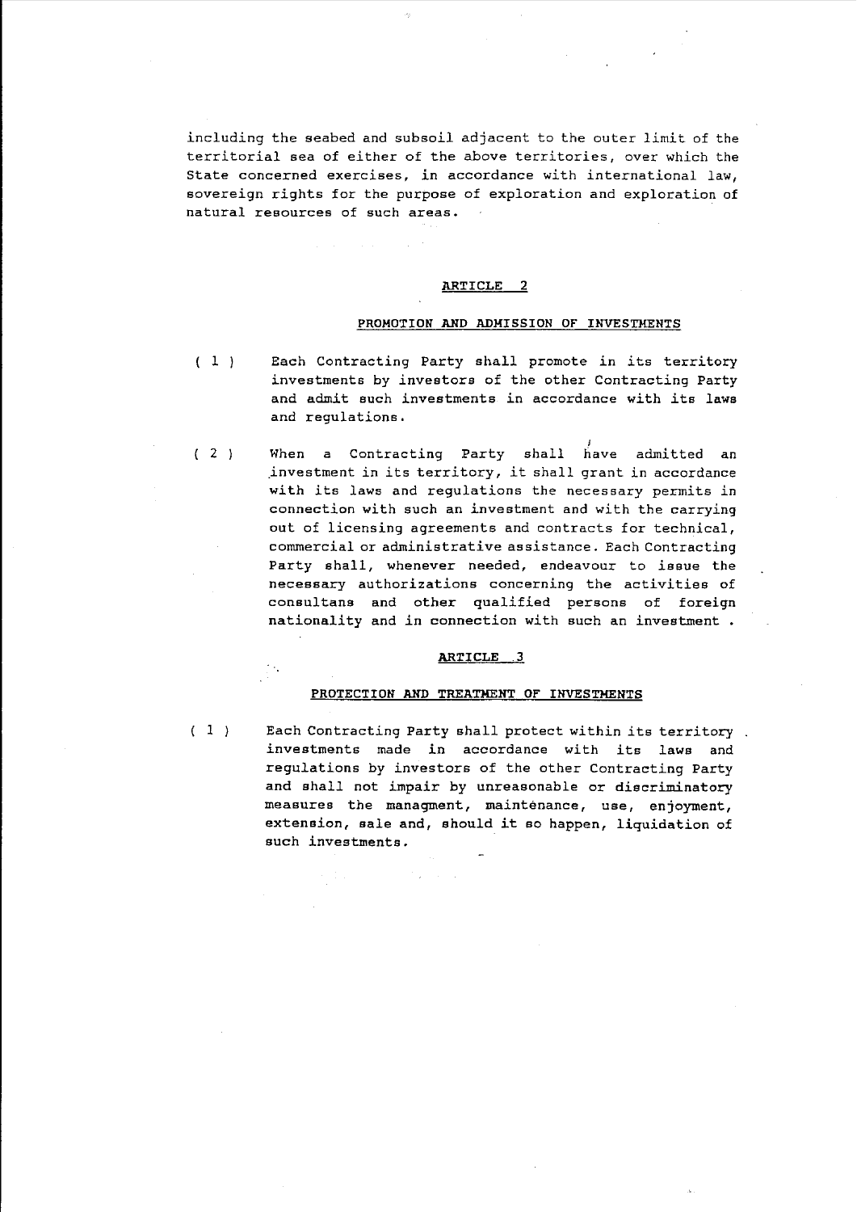including the seabed and subsoil adjacent to the outer limit of the territorial sea of either of the above territories, over which the State concerned exercises, in accordance with international law, sovereign rights for the purpose of exploration and exploration of natural resources of such areas.

## ARTICLE 2

### PROMOTION AND ADMISSION OF INVESTMENTS

( 1 ) Each Contracting Party shall promote in its territory investments by investors of the other Contracting Party and admit such investments in accordance with its laws and regulations.

( 2 ) When a Contracting Party shall have admitted an investment in its territory, it shall grant in accordance with its laws and regulations the necessary permits in connection with such an investment and with the carrying out of licensing agreements and contracts for technical, commercial or administrative assistance. Each Contracting Party shall, whenever needed, endeavour to issue the necessary authorizations concerning the activities of consultans and other qualified persons of foreign nationality and in connection with such an investment .

## ARTICLE 3

### PROTECTION AND TREATMENT OF INVESTMENTS

( 1 ) Each Contracting Party shall protect within its territory investments made in accordance with its laws and regulations by investors of the other Contracting Party and shall not impair by unreasonable or discriminatory measures the managment, maintenance, use, enjoyment, extension, sale and, should it so happen, liquidation of such investments.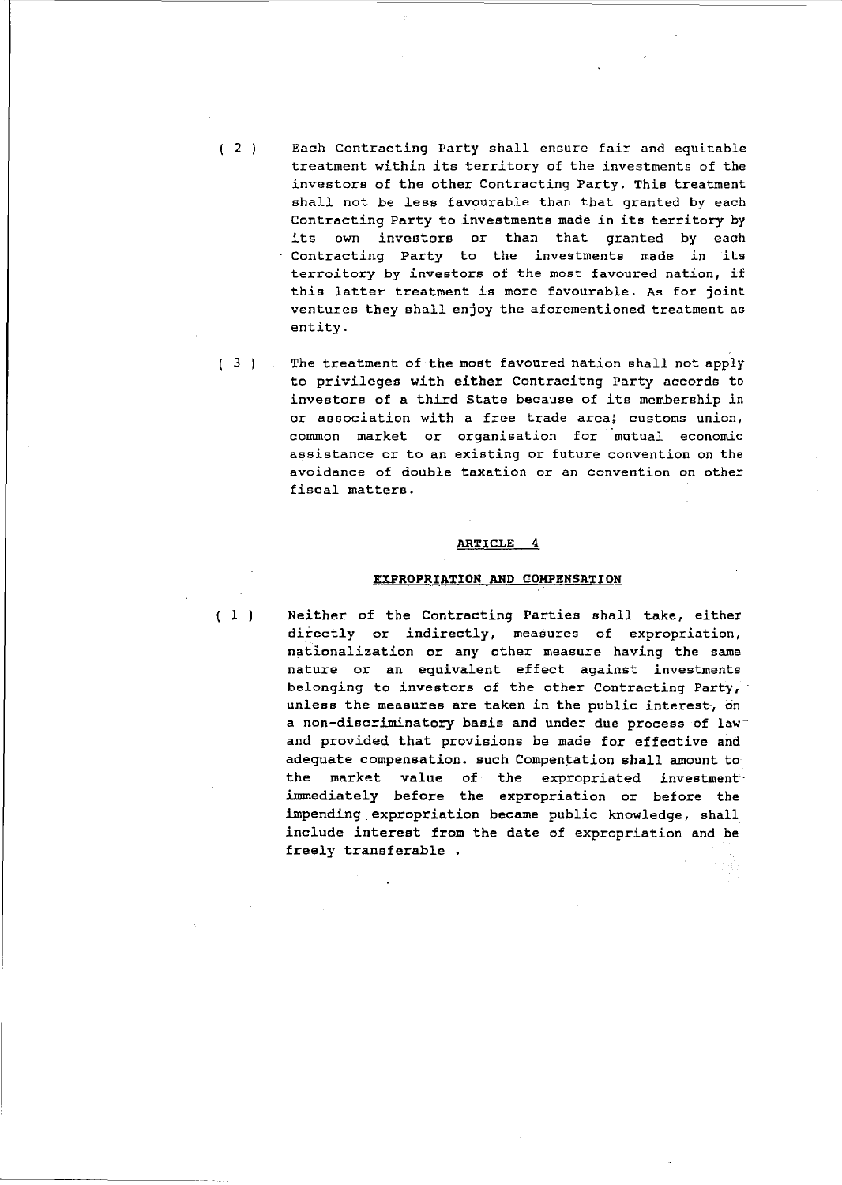( 2 ) Each Contracting Party shall ensure fair and equitable treatment within its territory of the investments of the investors of the other Contracting Party. This treatment shall not be less favourable than that granted by each Contracting Party to investments made in its territory by its own investors or than that granted by each Contracting Party to the investments made in its terroitory by investors of the most favoured nation, if this latter treatment is more favourable. As for joint ventures they shall enjoy the aforementioned treatment as entity.

( 3 ) The treatment of the most favoured nation shall not apply to privileges with either Contracitng Party accords to investors of a third State because of its membership in or association with a free trade area; customs union, common market or organisation for mutual economic assistance or to an existing or future convention on the avoidance of double taxation or an convention on other fiscal matters.

## ARTICLE 4

## EXPROPRIATION AND COMPENSATION

( 1 ) Neither of the Contracting Parties shall take, either directly or indirectly, measures of expropriation, nationalization or any other measure having the same nature or an equivalent effect against investments belonging to investors of the other Contracting Party, unless the measures are taken in the public interest, on a non-discriminatory basis and under due process of law and provided that provisions be made for effective and adequate compensation. such Compentation shall amount to the market value of the expropriated investment immediately before the expropriation or before the impending expropriation became public knowledge, shall include interest from the date of expropriation and be freely transferable .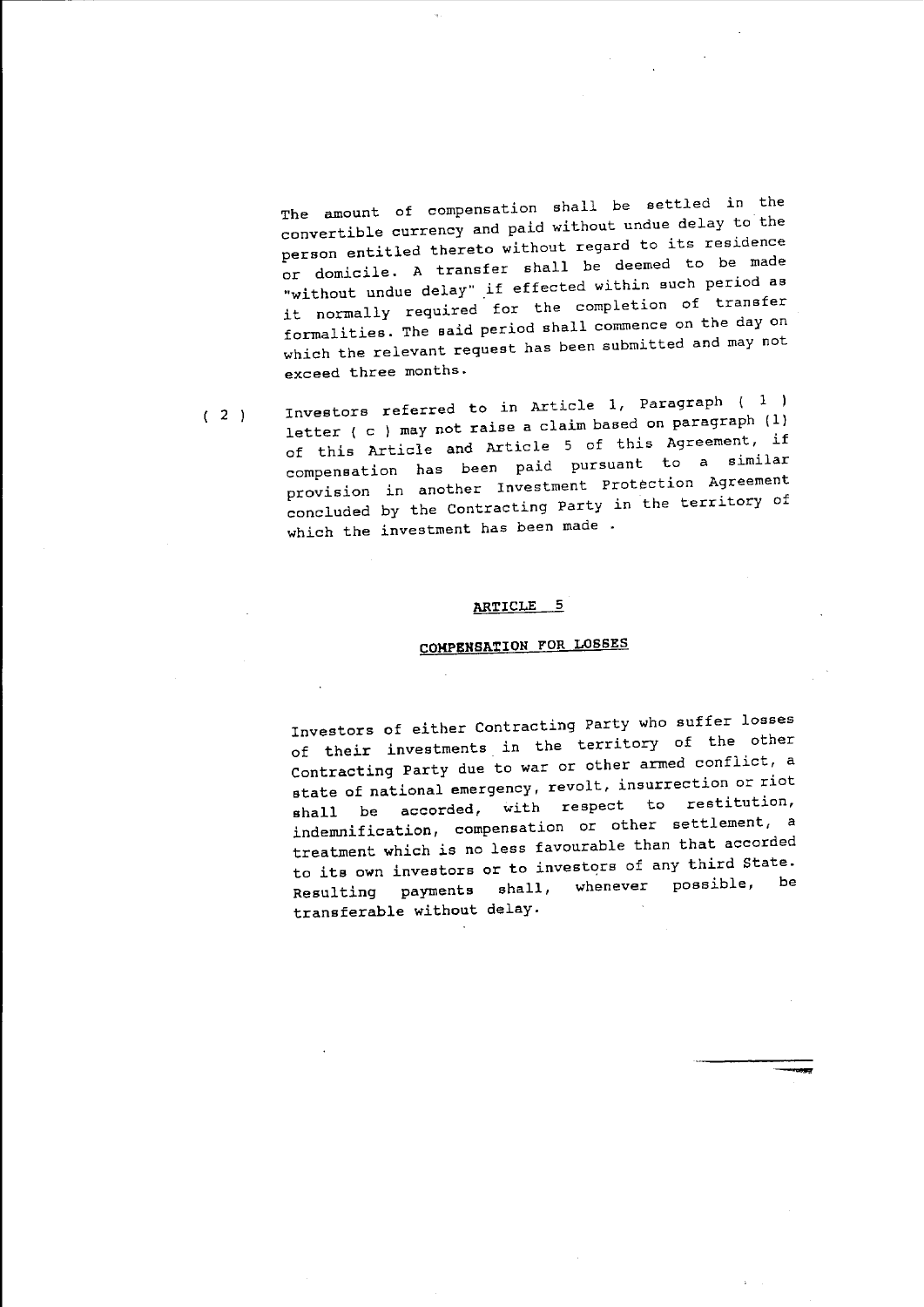The amount of compensation shall be settled in the convertible currency and paid without undue delay to the person entitled thereto without regard to its residence or domicile. A transfer shall be deemed to be made "without undue delay" if effected within such period as it normally required for the completion of transfer formalities. The said period shall commence on the day on which the relevant request has been submitted and may not exceed three months.

( 2 ) Investors referred to in Article 1, Paragraph ( 1 ) letter ( c ) may not raise a claim based on paragraph (1) of this Article and Article 5 of this Agreement, if compensation has been paid pursuant to a similar provision in another Investment Protection Agreement concluded by the Contracting Party in the territory of which the investment has been made .

## ARTICLE 5

## COMPENSATION FOR LOSSES

Investors of either Contracting Party who suffer losses of their investments in the territory of the other Contracting Party due to war or other armed conflict, a state of national emergency, revolt, insurrection or riot shall be accorded, with respect to restitution, indemnification, compensation or other settlement, a treatment which is no less favourable than that accorded to its own investors or to investors of any third State. Resulting payments shall, whenever possible, be transferable without delay.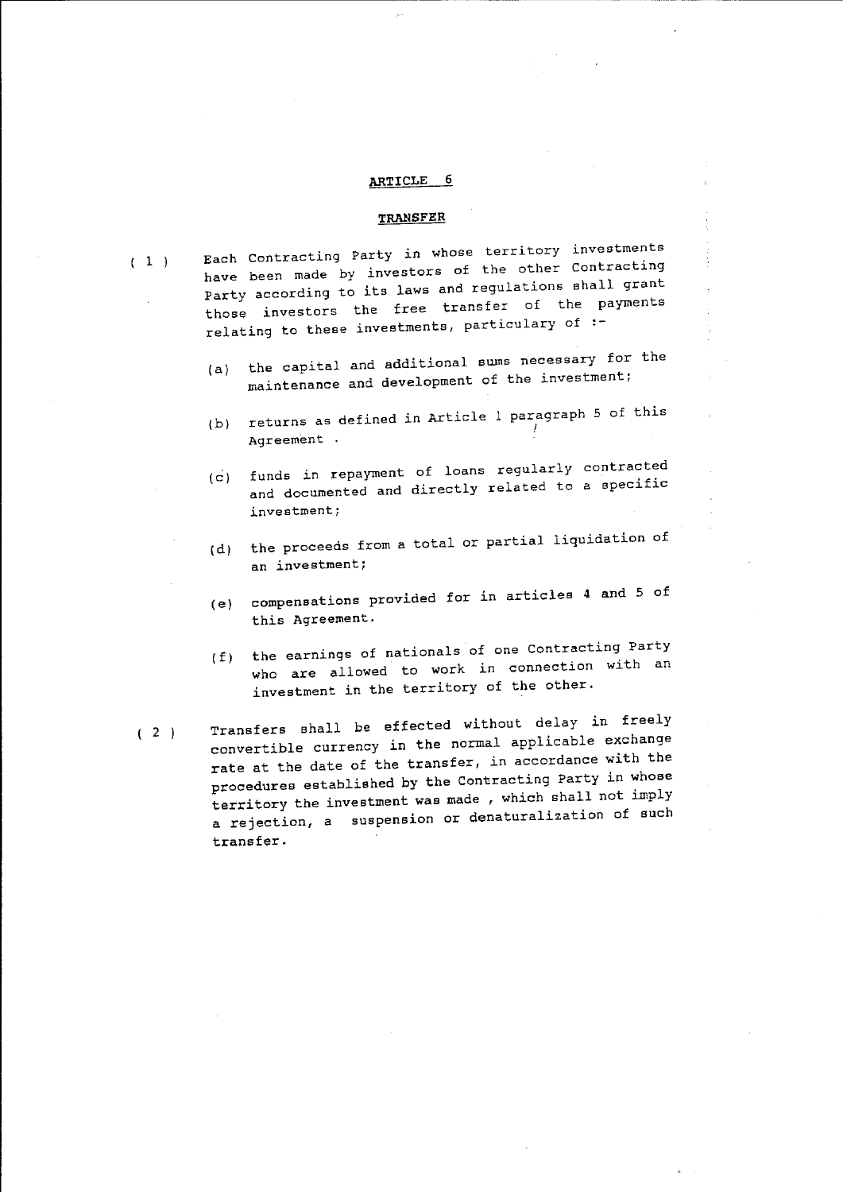## ARTICLE 6

### TRANSFER

( 1 ) Each Contracting Party in whose territory investments have been made by investors of the other Contracting Party according to its laws and regulations shall grant those investors the free transfer of the payments relating to these investments, particulary of :-

(a) the capital and additional sums necessary for the maintenance and development of the investment;

(b) returns as defined in Article 1 paragraph 5 of this Agreement .

(c) funds in repayment of loans regularly contracted and documented and directly related to a specific investment;

(d) the proceeds from a total or partial liquidation of an investment;

(e) compensations provided for in articles 4 and 5 of this Agreement.

(f) the earnings of nationals of one Contracting Party who are allowed to work in connection with an investment in the territory of the other.

( 2 ) Transfers shall be effected without delay in freely convertible currency in the normal applicable exchange rate at the date of the transfer, in accordance with the procedures established by the Contracting Party in whose territory the investment was made , which shall not imply a rejection, a suspension or denaturalization of such transfer.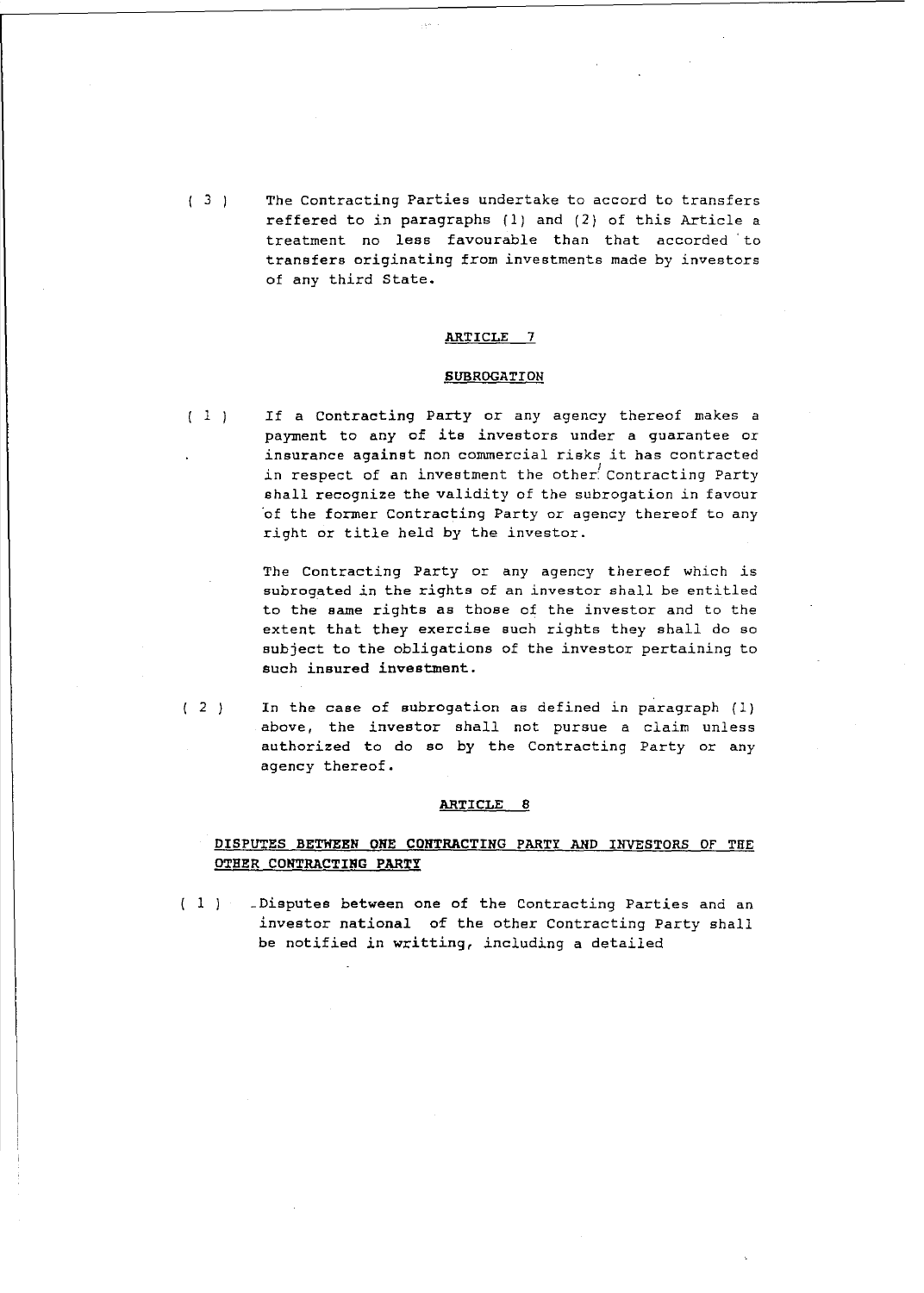( 3 ) The Contracting Parties undertake to accord to transfers reffered to in paragraphs (1) and (2) of this Article a treatment no less favourable than that accorded to transfers originating from investments made by investors of any third State.

## ARTICLE 7

## SUBROGATION

( 1 ) If a Contracting Party or any agency thereof makes a payment to any of its investors under a guarantee or insurance against non commercial risks it has contracted in respect of an investment the other Contracting Party shall recognize the validity of the subrogation in favour of the former Contracting Party or agency thereof to any right or title held by the investor.

The Contracting Party or any agency thereof which is subrogated in the rights of an investor shall be entitled to the same rights as those of the investor and to the extent that they exercise such rights they shall do so subject to the obligations of the investor pertaining to such insured investment.

( 2 ) In the case of subrogation as defined in paragraph (1) above, the investor shall not pursue a claim unless authorized to do so by the Contracting Party or any agency thereof.

## ARTICLE 8

## DISPUTES BETWEEN ONE CONTRACTING PARTY AND INVESTORS OF THE OTHER CONTRACTING PARTY

( 1 ) Disputes between one of the Contracting Parties and an investor national of the other Contracting Party shall be notified in writting, including a detailed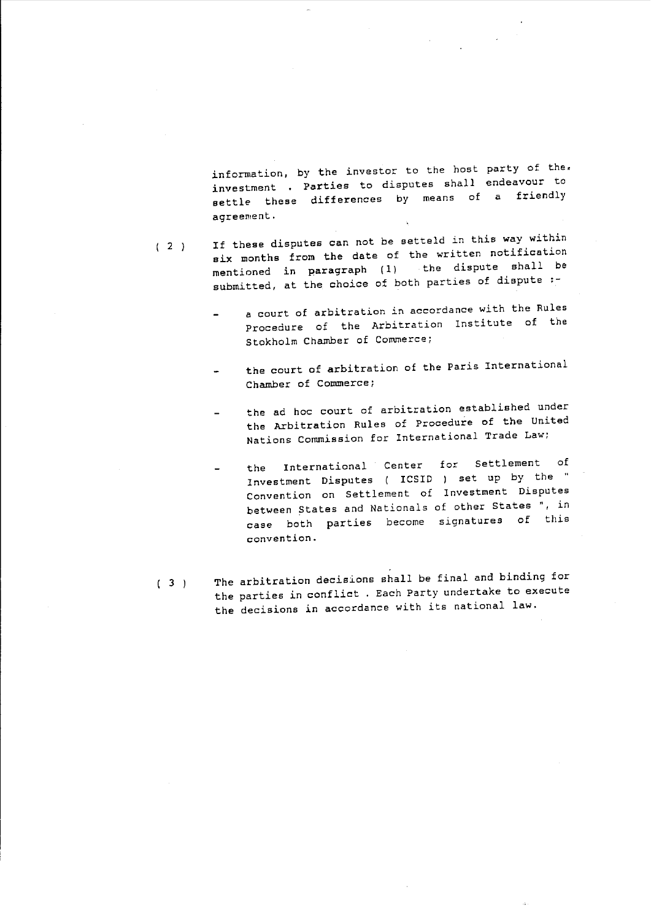information, by the investor to the host party of the investment . Parties to disputes shall endeavour to settle these differences by means of a friendly agreement.

( 2 ) If these disputes can not be setteld in this way within six months from the date of the written notification mentioned in paragraph (1) the dispute shall be submitted, at the choice of both parties of dispute :-

- a court of arbitration in accordance with the Rules Procedure of the Arbitration Institute of the Stokholm Chamber of Commerce;

- the court of arbitration of the Paris International Chamber of Commerce;

- the ad hoc court of arbitration established under the Arbitration Rules of Procedure of the United Nations Commission for International Trade Law;

- the International Center for Settlement of Investment Disputes ( ICSID ) set up by the " Convention on Settlement of Investment Disputes between States and Nationals of other States ", in case both parties become signatures of this convention.

( 3 ) The arbitration decisions shall be final and binding for the parties in conflict . Each Party undertake to execute the decisions in accordance with its national law.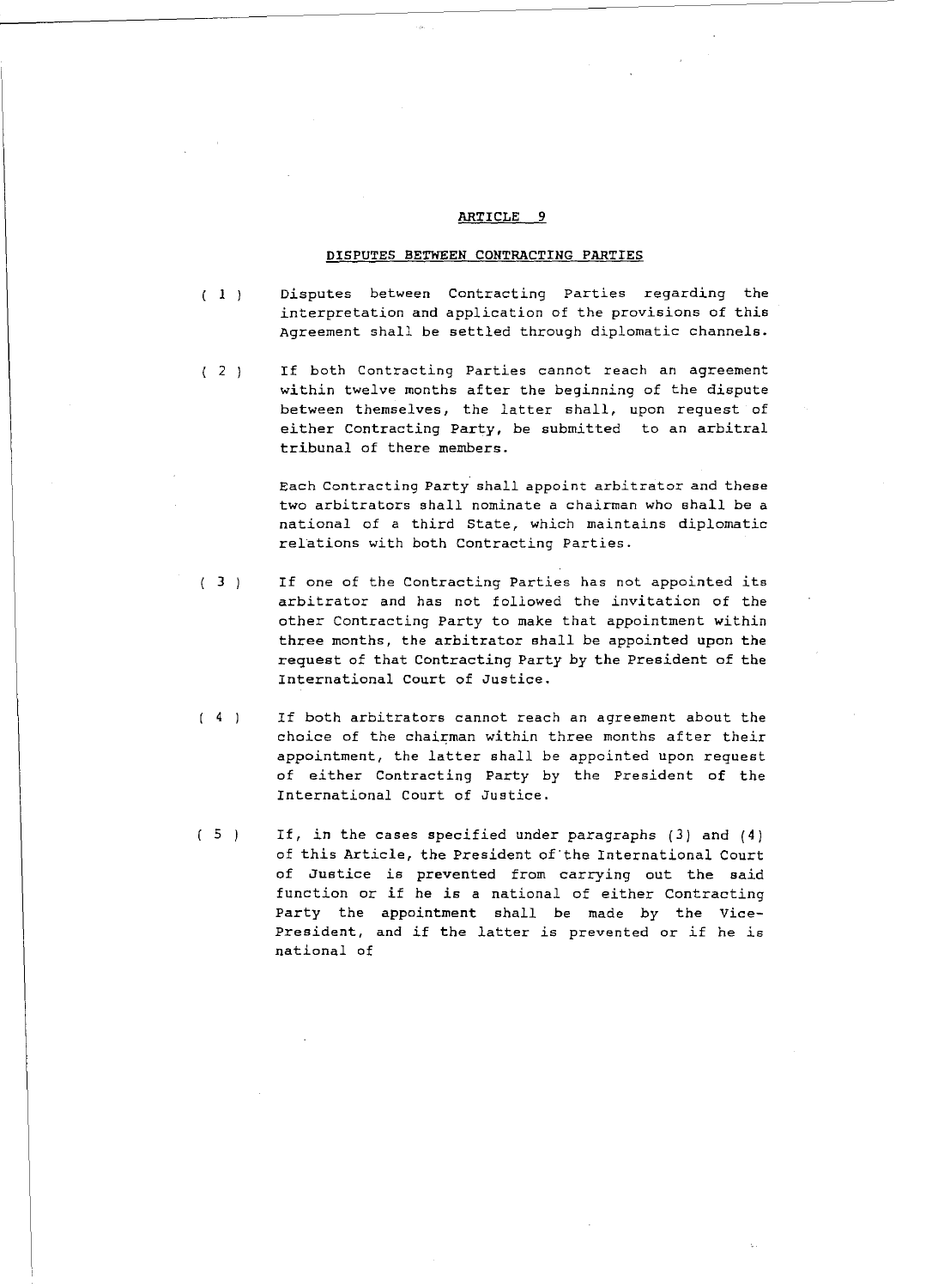## ARTICLE 9

### DISPUTES BETWEEN CONTRACTING PARTIES

( 1 ) Disputes between Contracting Parties regarding the interpretation and application of the provisions of this Agreement shall be settled through diplomatic channels.

( 2 ) If both Contracting Parties cannot reach an agreement within twelve months after the beginning of the dispute between themselves, the latter shall, upon request of either Contracting Party, be submitted to an arbitral tribunal of there members.

Each Contracting Party shall appoint arbitrator and these two arbitrators shall nominate a chairman who shall be a national of a third State, which maintains diplomatic relations with both Contracting Parties.

( 3 ) If one of the Contracting Parties has not appointed its arbitrator and has not followed the invitation of the other Contracting Party to make that appointment within three months, the arbitrator shall be appointed upon the request of that Contracting Party by the President of the International Court of Justice.

( 4 ) If both arbitrators cannot reach an agreement about the choice of the chairman within three months after their appointment, the latter shall be appointed upon request of either Contracting Party by the President of the International Court of Justice.

( 5 ) If, in the cases specified under paragraphs (3) and (4) of this Article, the President of the International Court of Justice is prevented from carrying out the said function or if he is a national of either Contracting Party the appointment shall be made by the Vice-President, and if the latter is prevented or if he is national of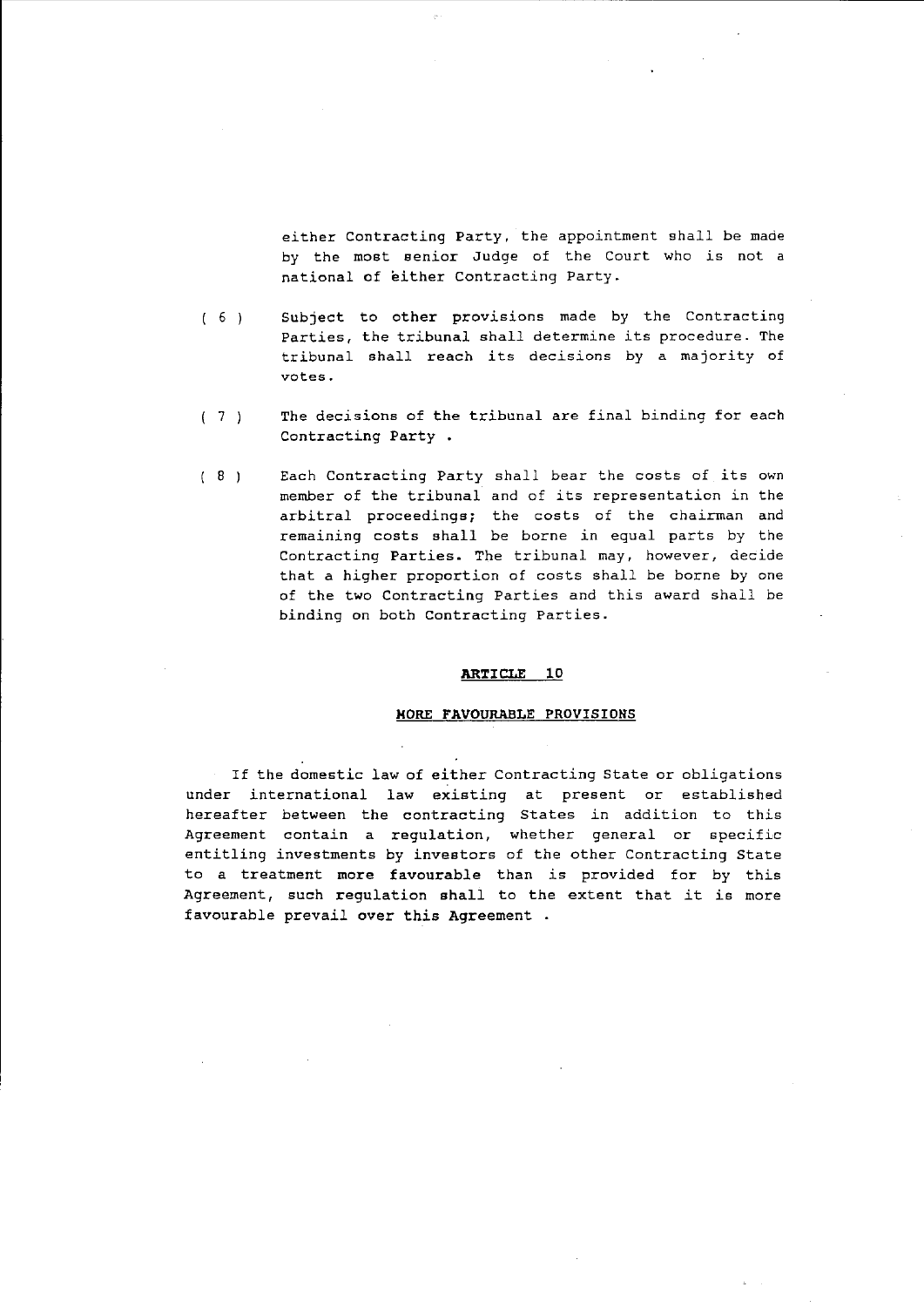either Contracting Party, the appointment shall be made by the most senior Judge of the Court who is not a national of either Contracting Party.

( 6 ) Subject to other provisions made by the Contracting Parties, the tribunal shall determine its procedure. The tribunal shall reach its decisions by a majority of votes.

( 7 ) The decisions of the tribunal are final binding for each Contracting Party .

( 8 ) Each Contracting Party shall bear the costs of its own member of the tribunal and of its representation in the arbitral proceedings; the costs of the chairman and remaining costs shall be borne in equal parts by the Contracting Parties. The tribunal may, however, decide that a higher proportion of costs shall be borne by one of the two Contracting Parties and this award shall be binding on both Contracting Parties.

## ARTICLE 10

### MORE FAVOURABLE PROVISIONS

If the domestic law of either Contracting State or obligations under international law existing at present or established hereafter between the contracting States in addition to this Agreement contain a regulation, whether general or specific entitling investments by investors of the other Contracting State to a treatment more favourable than is provided for by this Agreement, such regulation shall to the extent that it is more favourable prevail over this Agreement .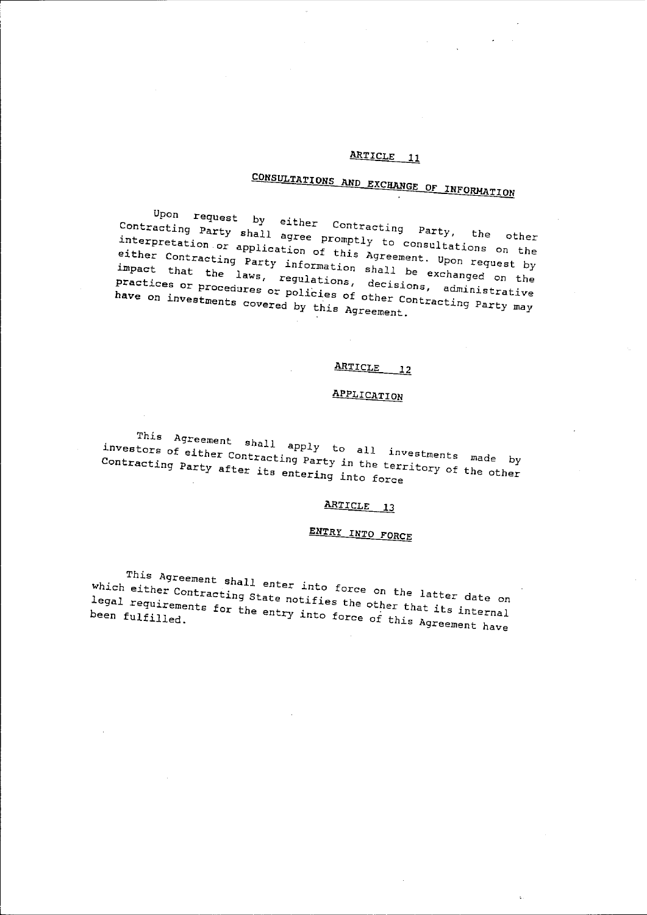## ARTICLE 11

## CONSULTATIONS AND EXCHANGE OF INFORMATION

Upon request by either Contracting Party, the other Contracting Party shall agree promptly to consultations on the interpretation or application of this Agreement. Upon request by either Contracting Party information shall be exchanged on the impact that the laws, regulations, decisions, administrative practices or procedures or policies of other Contracting Party may have on investments covered by this Agreement.

## ARTICLE 12

## APPLICATION

This Agreement shall apply to all investments made by investors of either Contracting Party in the territory of the other Contracting Party after its entering into force

## ARTICLE 13

## ENTRY INTO FORCE

This Agreement shall enter into force on the latter date on which either Contracting State notifies the other that its internal legal requirements for the entry into force of this Agreement have been fulfilled.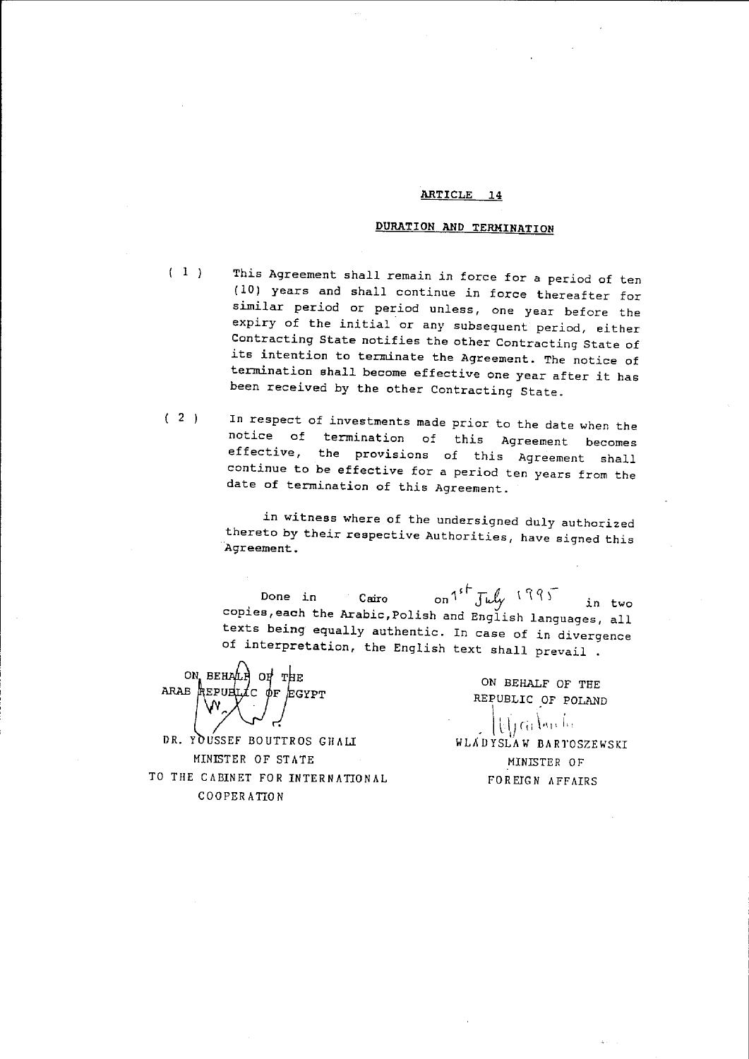## ARTICLE 14

## DURATION AND TERMINATION

( 1 ) This Agreement shall remain in force for a period of ten (10) years and shall continue in force thereafter for similar period or period unless, one year before the expiry of the initial or any subsequent period, either Contracting State notifies the other Contracting State of its intention to terminate the Agreement. The notice of termination shall become effective one year after it has been received by the other Contracting State.

( 2 ) In respect of investments made prior to the date when the notice of termination of this Agreement becomes effective, the provisions of this Agreement shall continue to be effective for a period ten years from the date of termination of this Agreement.

in witness where of the undersigned duly authorized thereto by their respective Authorities, have signed this Agreement.

Done in Cairo on 1st July 1995 in two copies, each the Arabic, Polish and English languages, all texts being equally authentic. In case of in divergence of interpretation, the English text shall prevail .

ON BEHALF OF THE ARAB REPUBLIC OF EGYPT

DR. YOUSSEF BOUTROS GHALI
MINISTER OF STATE
TO THE CABINET FOR INTERNATIONAL COOPERATION

ON BEHALF OF THE REPUBLIC OF POLAND

WŁADYSŁAW BARTOSZEWSKI
MINISTER OF
FOREIGN AFFAIRS